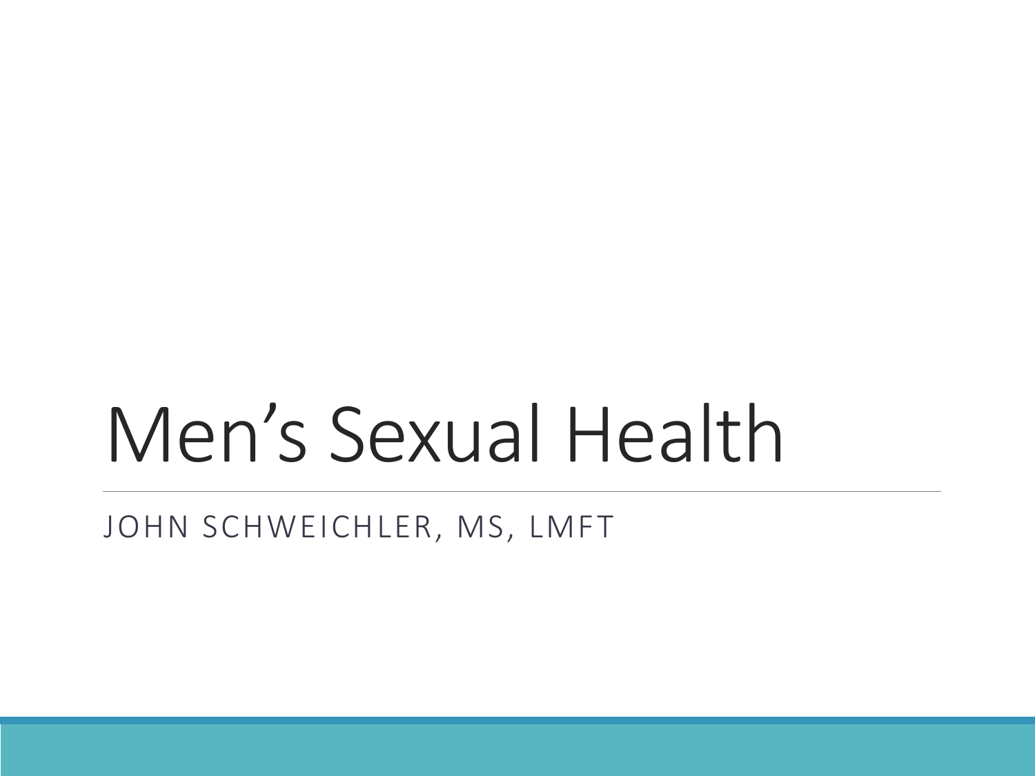# Men’s Sexual Health

JOHN SCHWEICHLER, MS, LMFT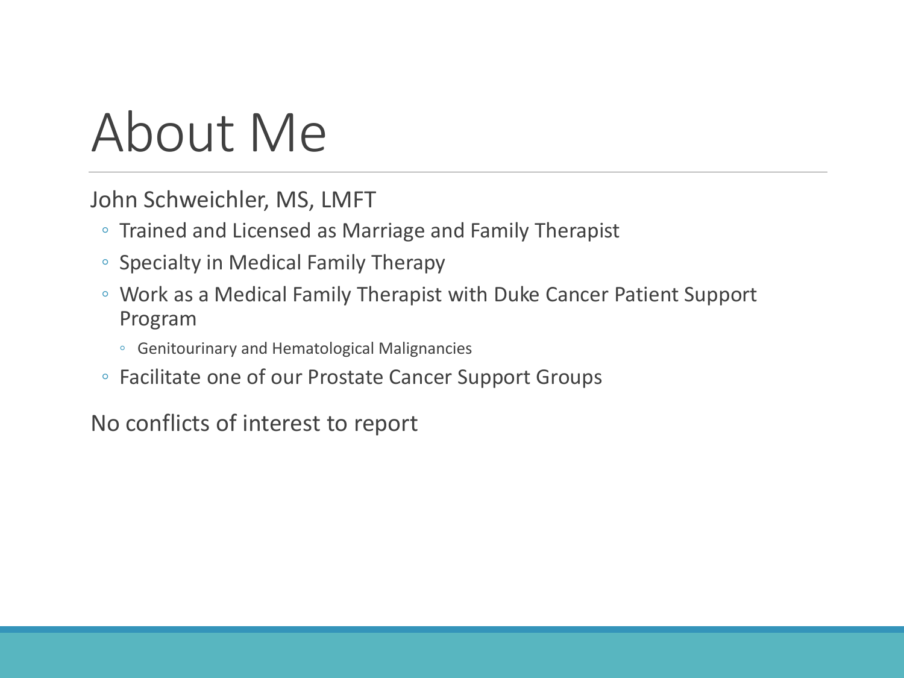# About Me

John Schweichler, MS, LMFT

- Trained and Licensed as Marriage and Family Therapist
- Specialty in Medical Family Therapy
- Work as a Medical Family Therapist with Duke Cancer Patient Support Program
  - Genitourinary and Hematological Malignancies
- Facilitate one of our Prostate Cancer Support Groups

No conflicts of interest to report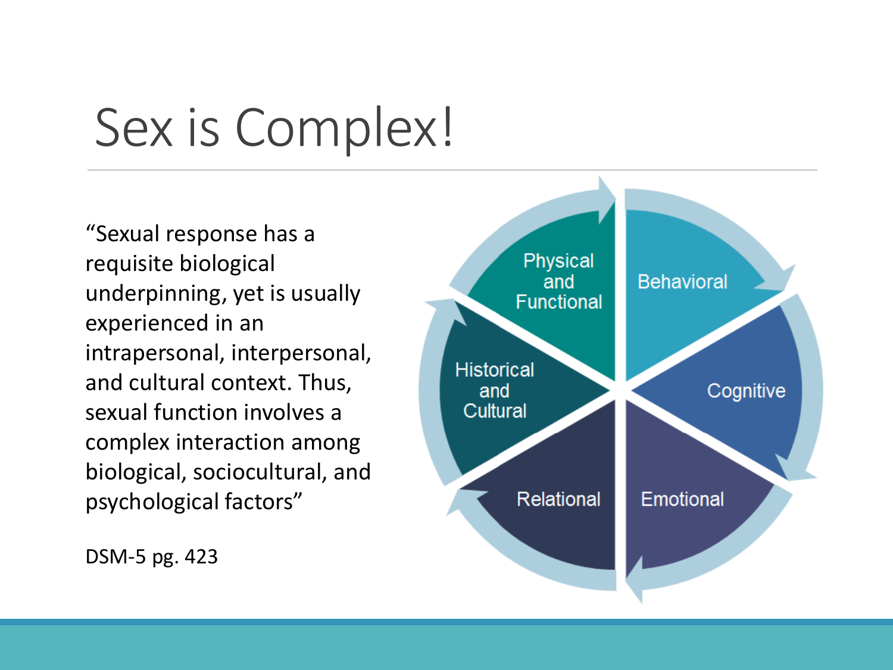# Sex is Complex!

"Sexual response has a requisite biological underpinning, yet is usually experienced in an intrapersonal, interpersonal, and cultural context. Thus, sexual function involves a complex interaction among biological, sociocultural, and psychological factors"

DSM-5 pg. 423

- Physical and Functional
- Behavioral
- Cognitive
- Emotional
- Relational
- Historical and Cultural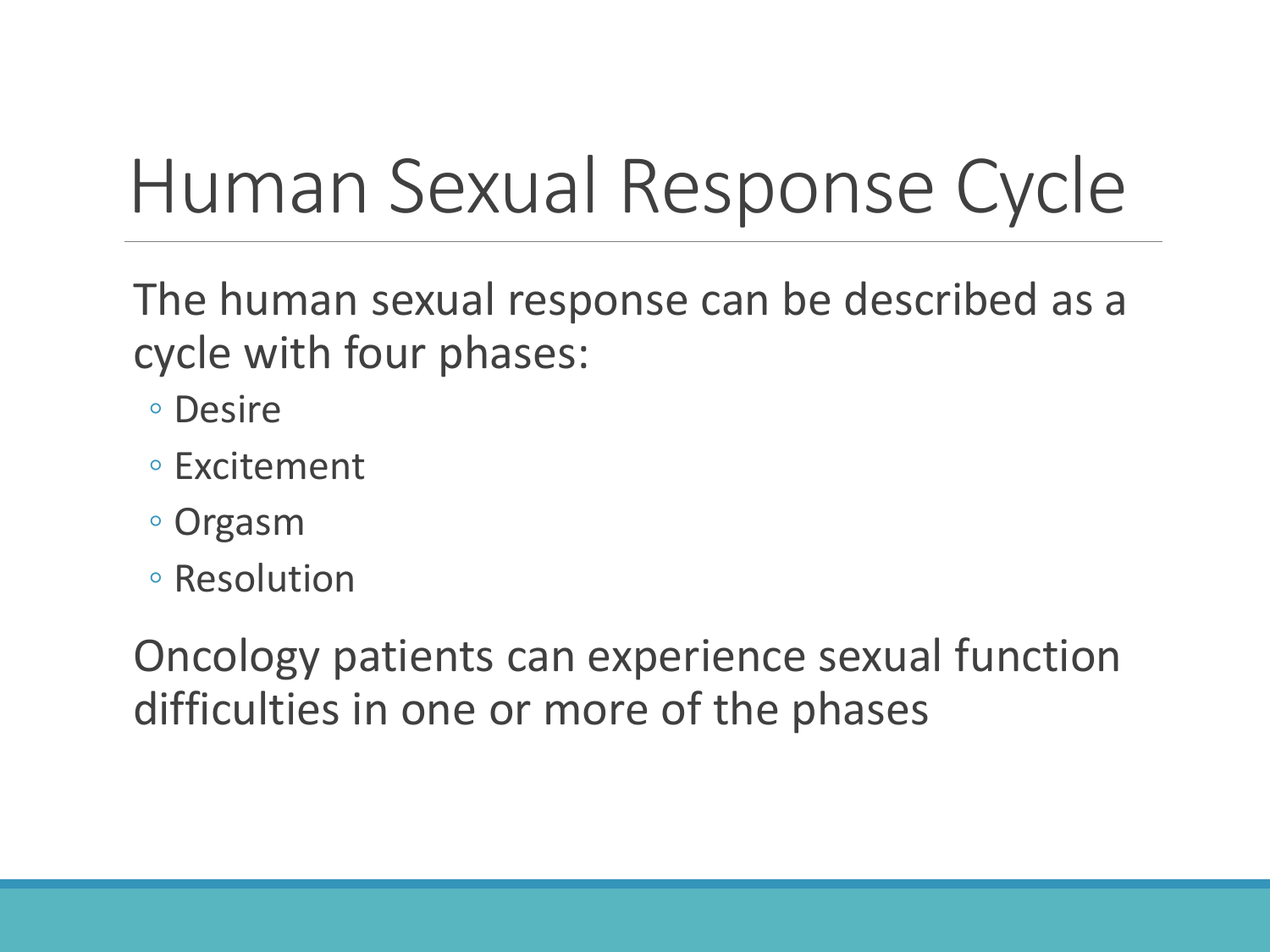# Human Sexual Response Cycle

The human sexual response can be described as a cycle with four phases:

- Desire
- Excitement
- Orgasm
- Resolution

Oncology patients can experience sexual function difficulties in one or more of the phases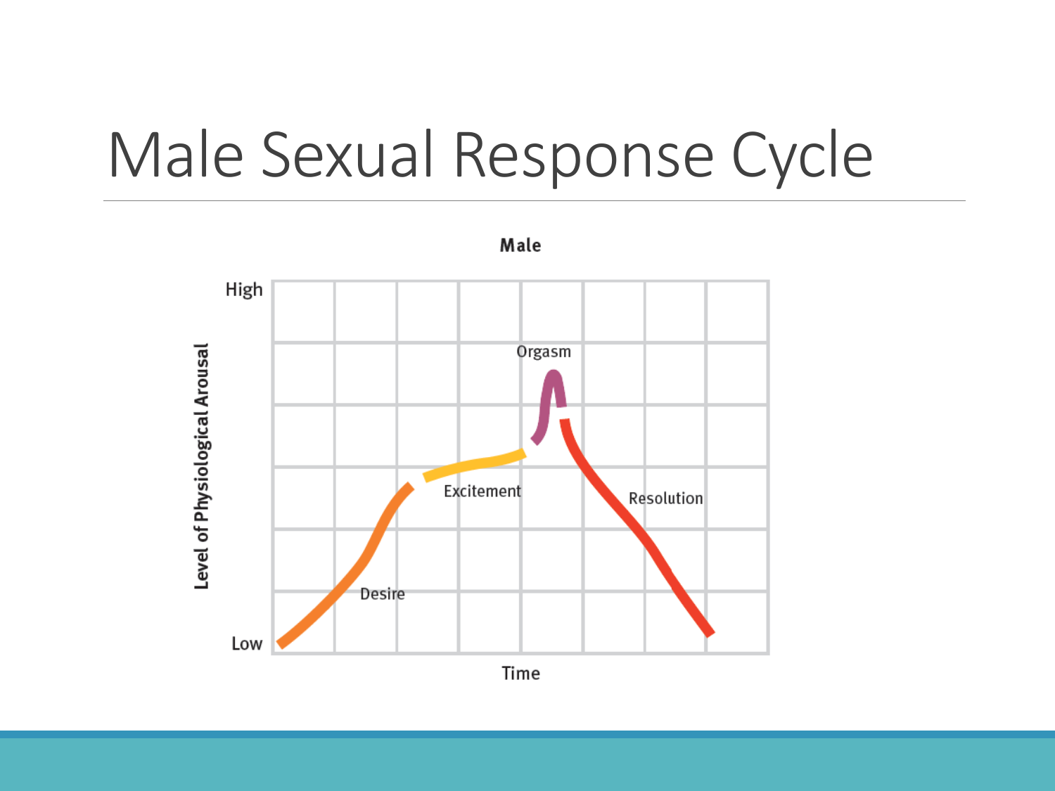# Male Sexual Response Cycle

**Male**

Level of Physiological Arousal

High

Low

Time

Desire

Excitement

Orgasm

Resolution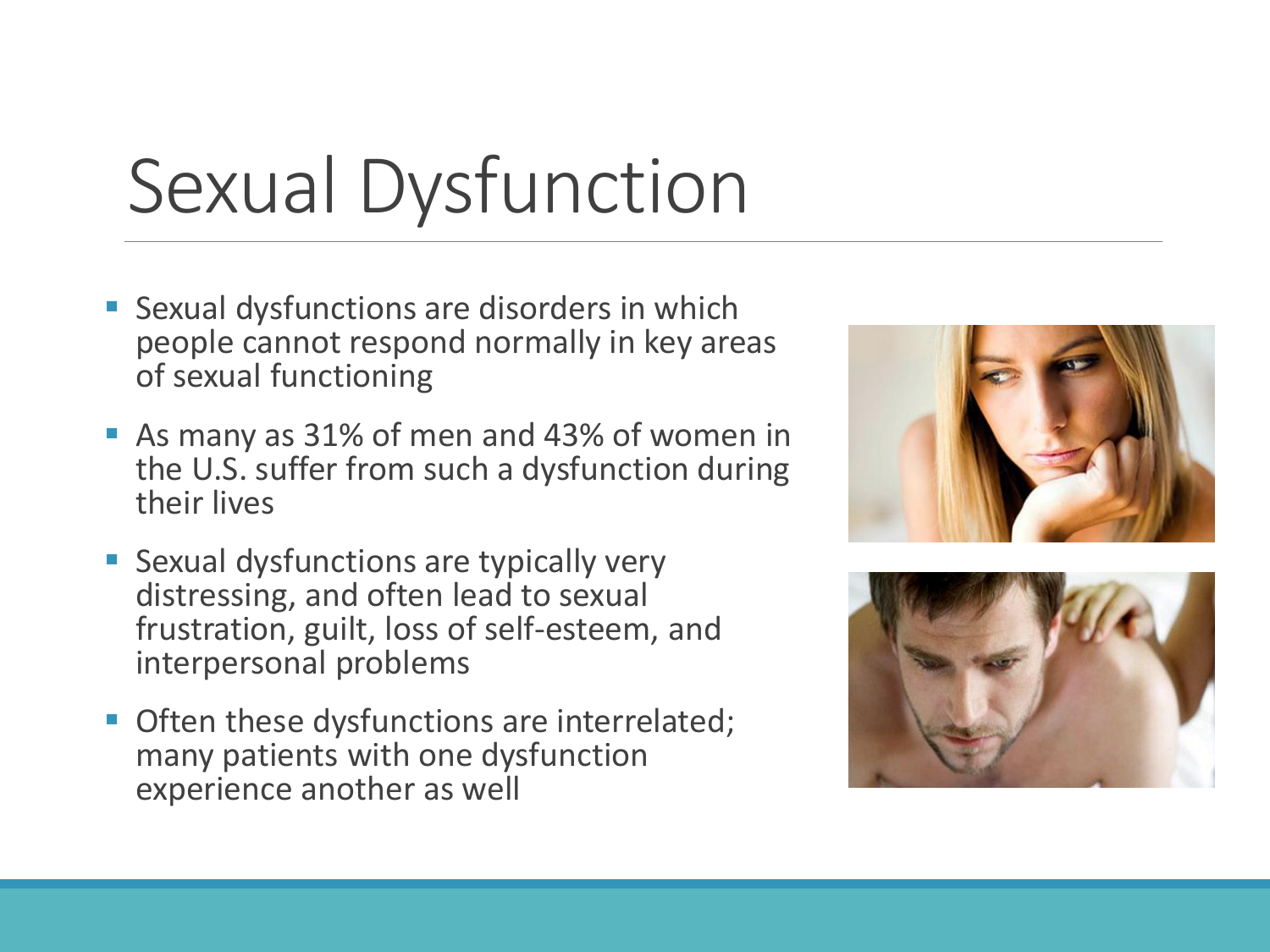# Sexual Dysfunction

- Sexual dysfunctions are disorders in which people cannot respond normally in key areas of sexual functioning
- As many as 31% of men and 43% of women in the U.S. suffer from such a dysfunction during their lives
- Sexual dysfunctions are typically very distressing, and often lead to sexual frustration, guilt, loss of self-esteem, and interpersonal problems
- Often these dysfunctions are interrelated; many patients with one dysfunction experience another as well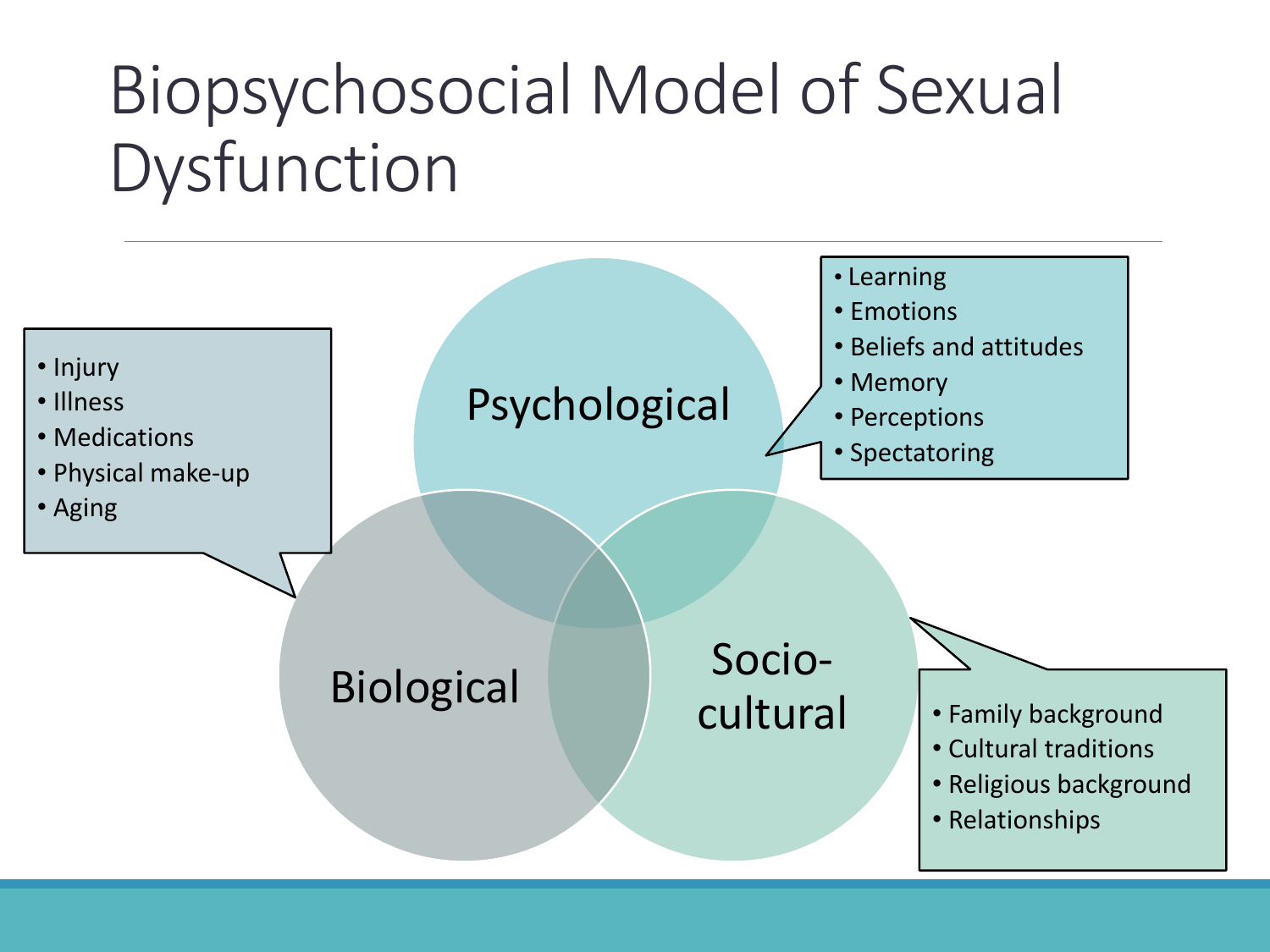# Biopsychosocial Model of Sexual Dysfunction

**Psychological**

- Learning
- Emotions
- Beliefs and attitudes
- Memory
- Perceptions
- Spectatoring

**Biological**

- Injury
- Illness
- Medications
- Physical make-up
- Aging

**Socio-cultural**

- Family background
- Cultural traditions
- Religious background
- Relationships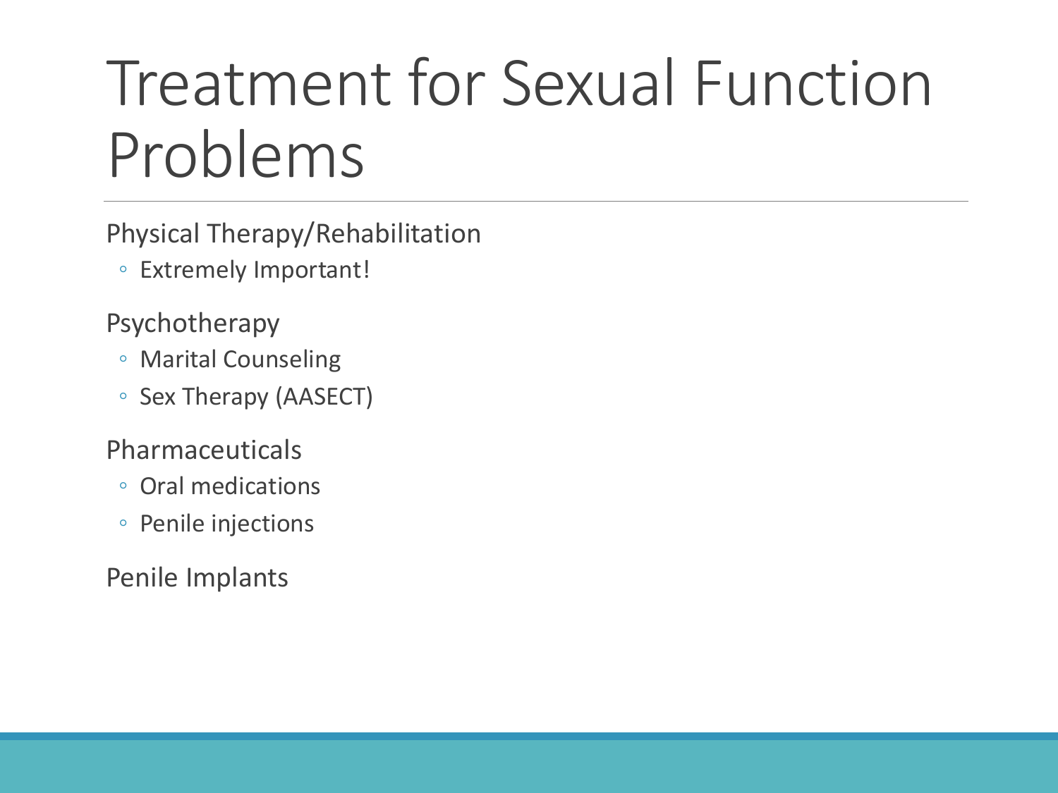# Treatment for Sexual Function Problems

- Physical Therapy/Rehabilitation
  - Extremely Important!
- Psychotherapy
  - Marital Counseling
  - Sex Therapy (AASECT)
- Pharmaceuticals
  - Oral medications
  - Penile injections
- Penile Implants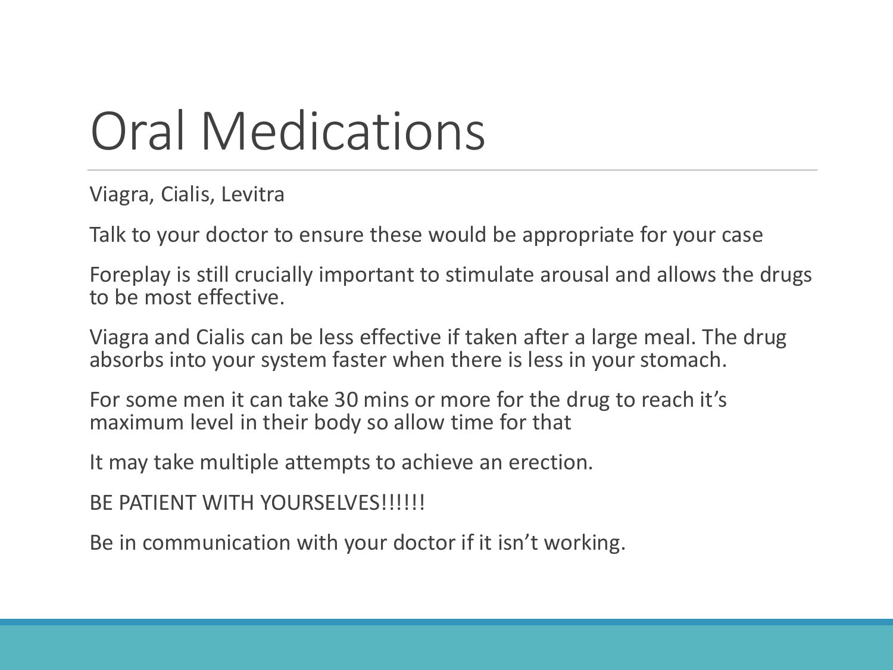# Oral Medications

Viagra, Cialis, Levitra

Talk to your doctor to ensure these would be appropriate for your case

Foreplay is still crucially important to stimulate arousal and allows the drugs to be most effective.

Viagra and Cialis can be less effective if taken after a large meal. The drug absorbs into your system faster when there is less in your stomach.

For some men it can take 30 mins or more for the drug to reach it's maximum level in their body so allow time for that

It may take multiple attempts to achieve an erection.

BE PATIENT WITH YOURSELVES!!!!!!

Be in communication with your doctor if it isn't working.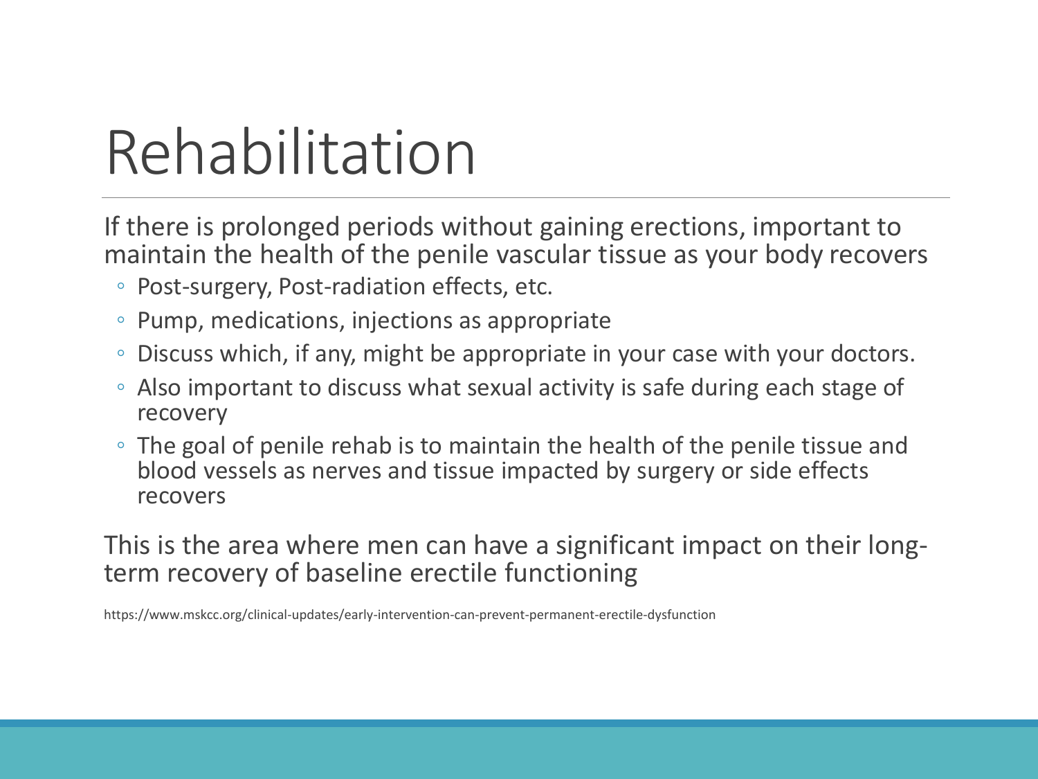# Rehabilitation

If there is prolonged periods without gaining erections, important to maintain the health of the penile vascular tissue as your body recovers

- Post-surgery, Post-radiation effects, etc.
- Pump, medications, injections as appropriate
- Discuss which, if any, might be appropriate in your case with your doctors.
- Also important to discuss what sexual activity is safe during each stage of recovery
- The goal of penile rehab is to maintain the health of the penile tissue and blood vessels as nerves and tissue impacted by surgery or side effects recovers

This is the area where men can have a significant impact on their long-term recovery of baseline erectile functioning

https://www.mskcc.org/clinical-updates/early-intervention-can-prevent-permanent-erectile-dysfunction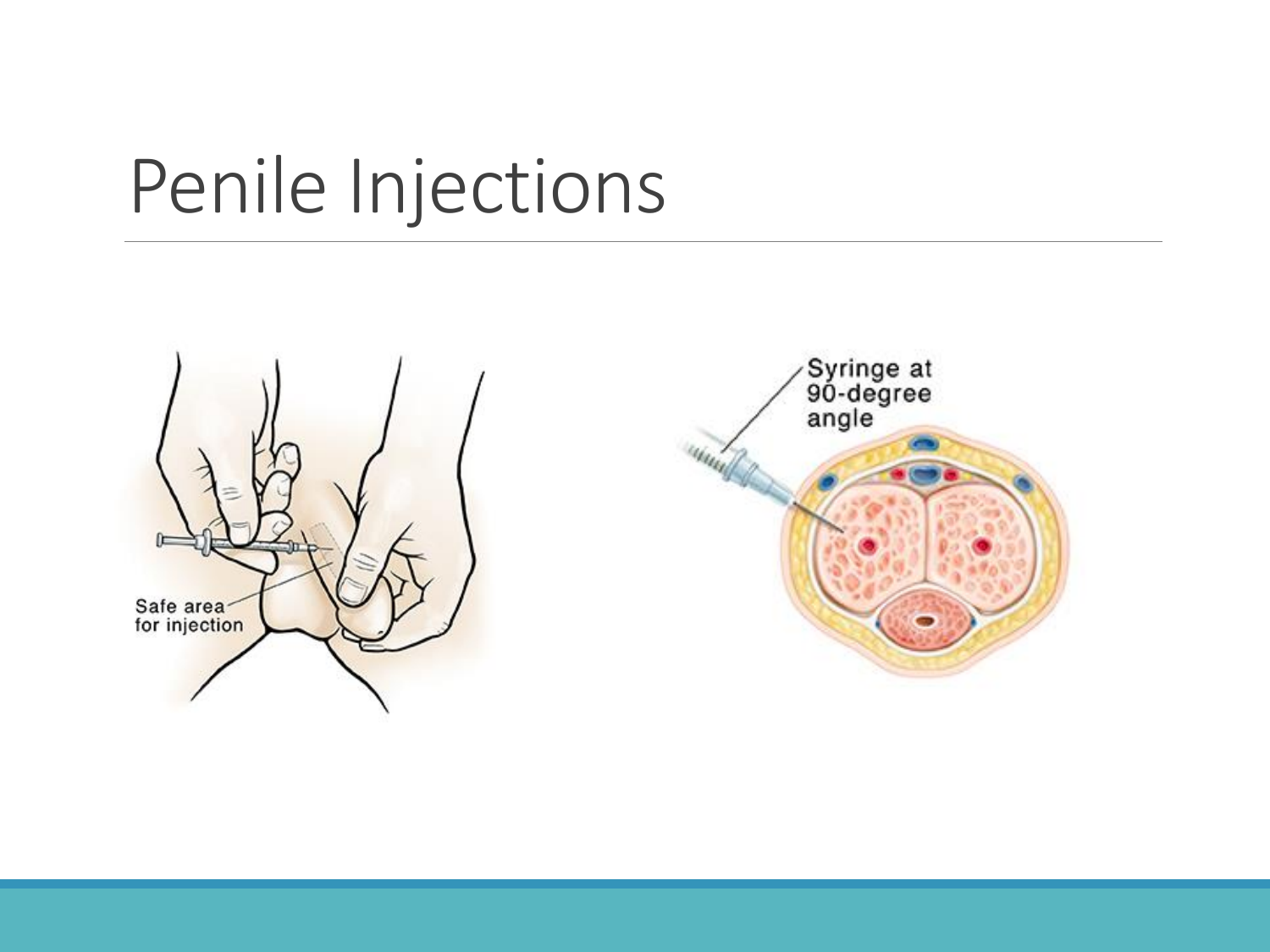# Penile Injections

Safe area for injection

Syringe at 90-degree angle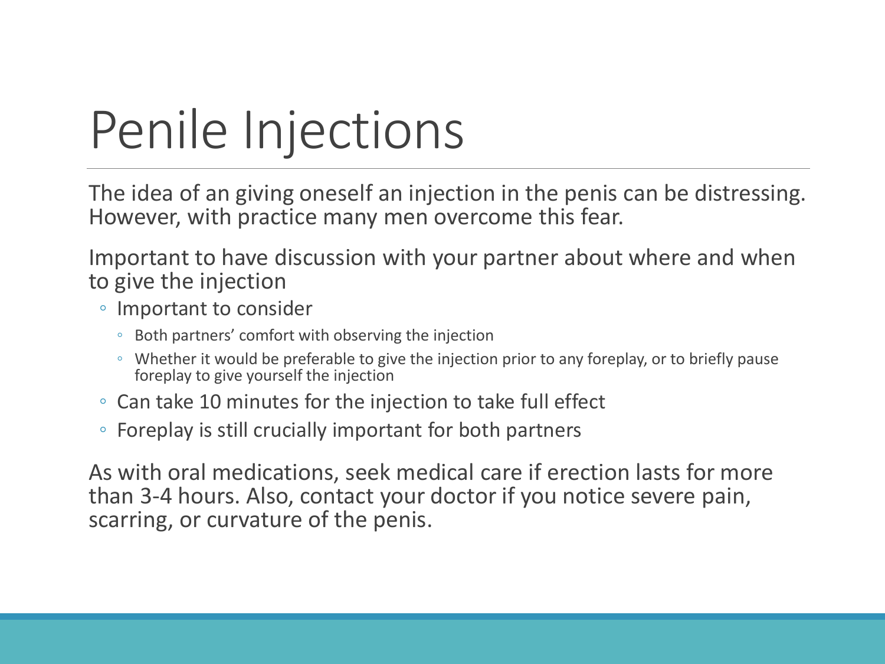# Penile Injections

The idea of an giving oneself an injection in the penis can be distressing. However, with practice many men overcome this fear.

Important to have discussion with your partner about where and when to give the injection

- Important to consider
  - Both partners' comfort with observing the injection
  - Whether it would be preferable to give the injection prior to any foreplay, or to briefly pause foreplay to give yourself the injection
- Can take 10 minutes for the injection to take full effect
- Foreplay is still crucially important for both partners

As with oral medications, seek medical care if erection lasts for more than 3-4 hours. Also, contact your doctor if you notice severe pain, scarring, or curvature of the penis.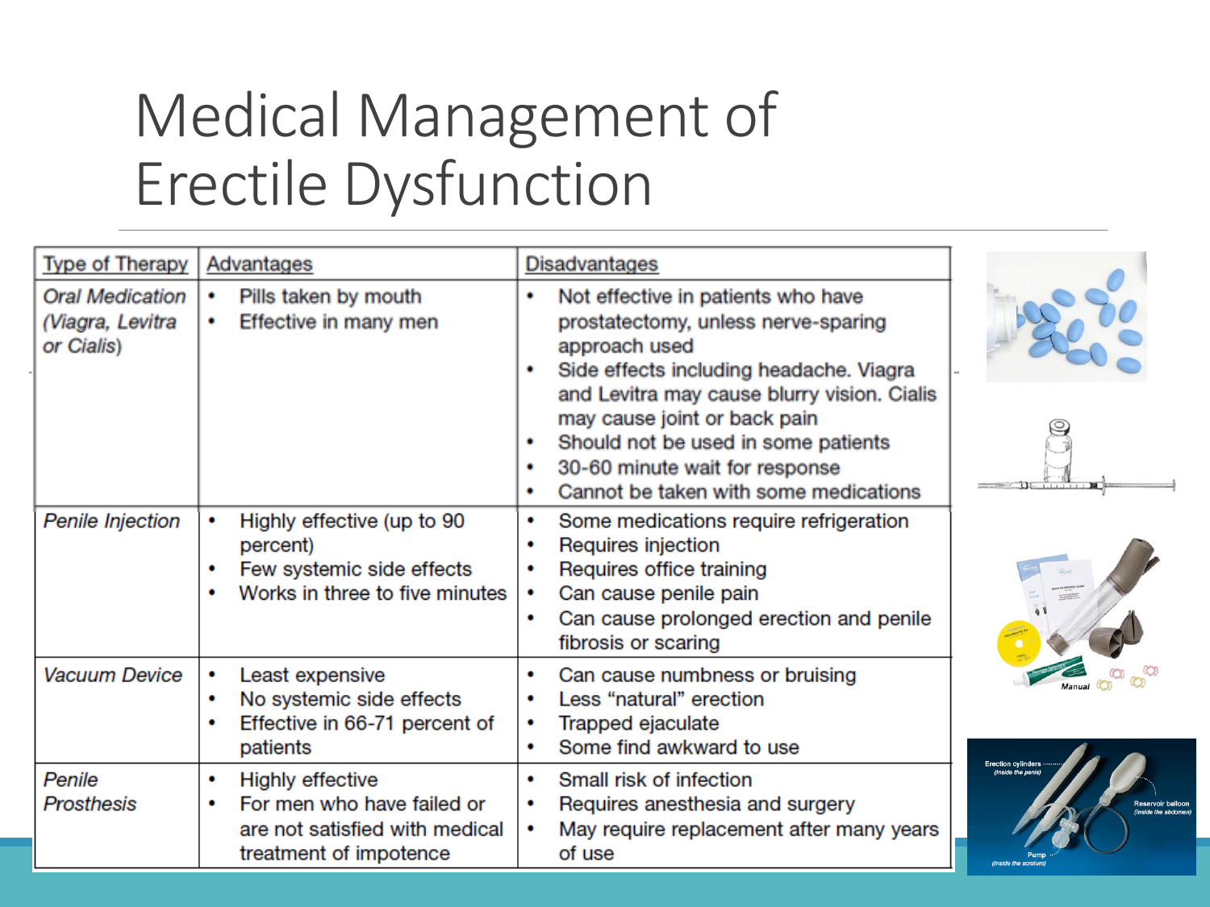# Medical Management of Erectile Dysfunction

| Type of Therapy | Advantages | Disadvantages |
|---|---|---|
| *Oral Medication (Viagra, Levitra or Cialis)* | • Pills taken by mouth<br>• Effective in many men | • Not effective in patients who have prostatectomy, unless nerve-sparing approach used<br>• Side effects including headache. Viagra and Levitra may cause blurry vision. Cialis may cause joint or back pain<br>• Should not be used in some patients<br>• 30-60 minute wait for response<br>• Cannot be taken with some medications |
| *Penile Injection* | • Highly effective (up to 90 percent)<br>• Few systemic side effects<br>• Works in three to five minutes | • Some medications require refrigeration<br>• Requires injection<br>• Requires office training<br>• Can cause penile pain<br>• Can cause prolonged erection and penile fibrosis or scaring |
| *Vacuum Device* | • Least expensive<br>• No systemic side effects<br>• Effective in 66-71 percent of patients | • Can cause numbness or bruising<br>• Less "natural" erection<br>• Trapped ejaculate<br>• Some find awkward to use |
| *Penile Prosthesis* | • Highly effective<br>• For men who have failed or are not satisfied with medical treatment of impotence | • Small risk of infection<br>• Requires anesthesia and surgery<br>• May require replacement after many years of use |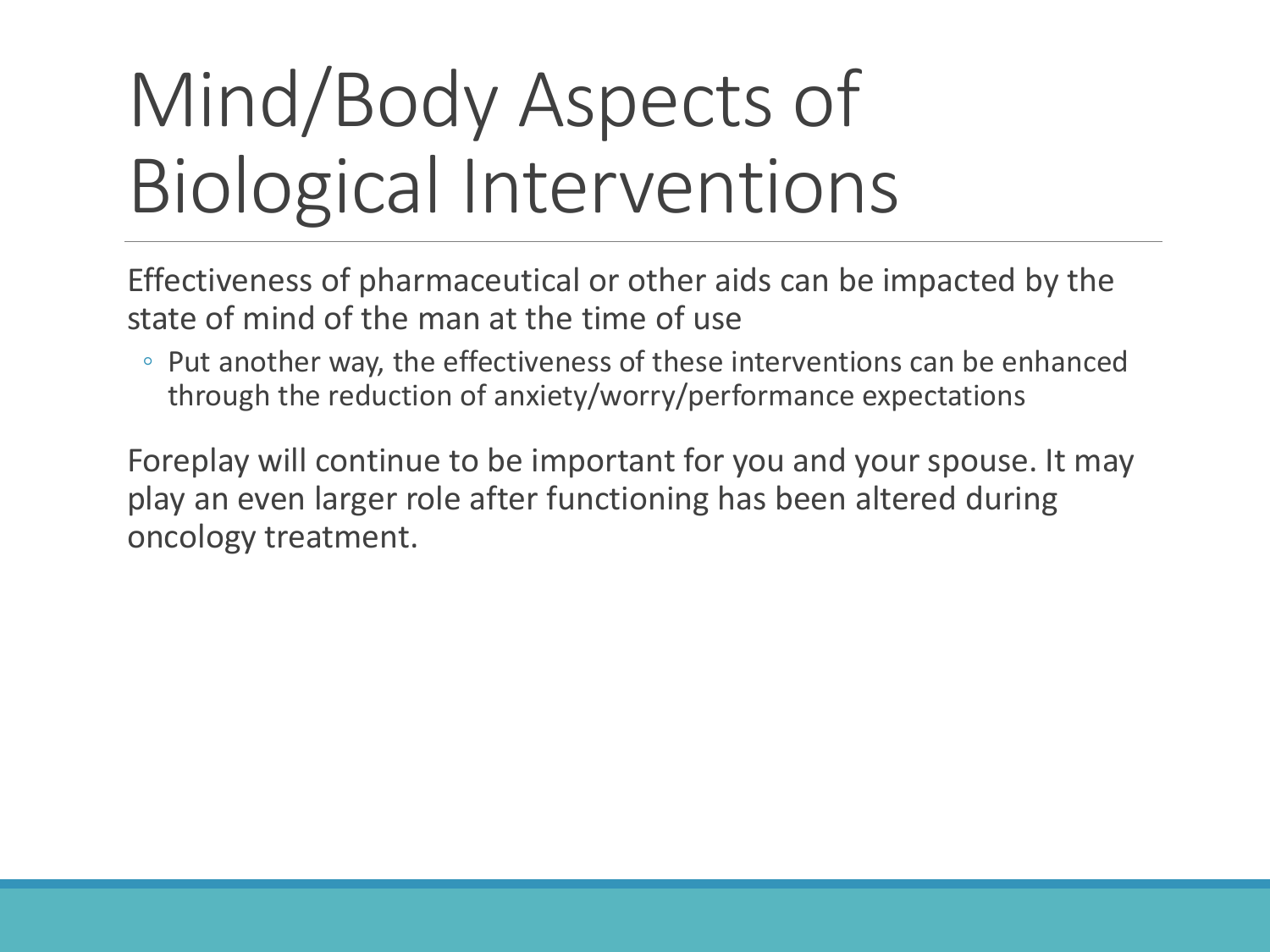# Mind/Body Aspects of Biological Interventions

Effectiveness of pharmaceutical or other aids can be impacted by the state of mind of the man at the time of use

- Put another way, the effectiveness of these interventions can be enhanced through the reduction of anxiety/worry/performance expectations

Foreplay will continue to be important for you and your spouse. It may play an even larger role after functioning has been altered during oncology treatment.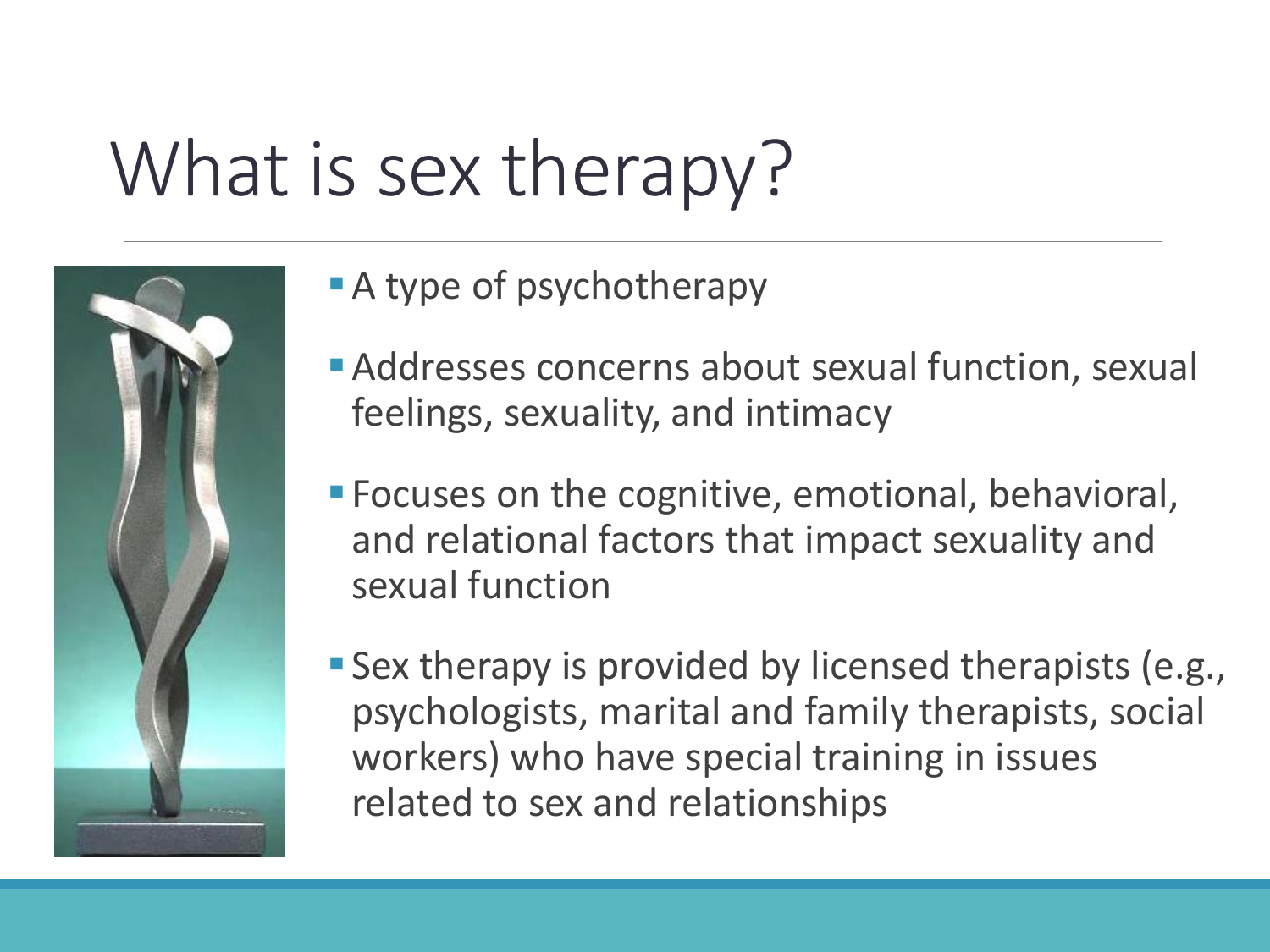# What is sex therapy?

- A type of psychotherapy
- Addresses concerns about sexual function, sexual feelings, sexuality, and intimacy
- Focuses on the cognitive, emotional, behavioral, and relational factors that impact sexuality and sexual function
- Sex therapy is provided by licensed therapists (e.g., psychologists, marital and family therapists, social workers) who have special training in issues related to sex and relationships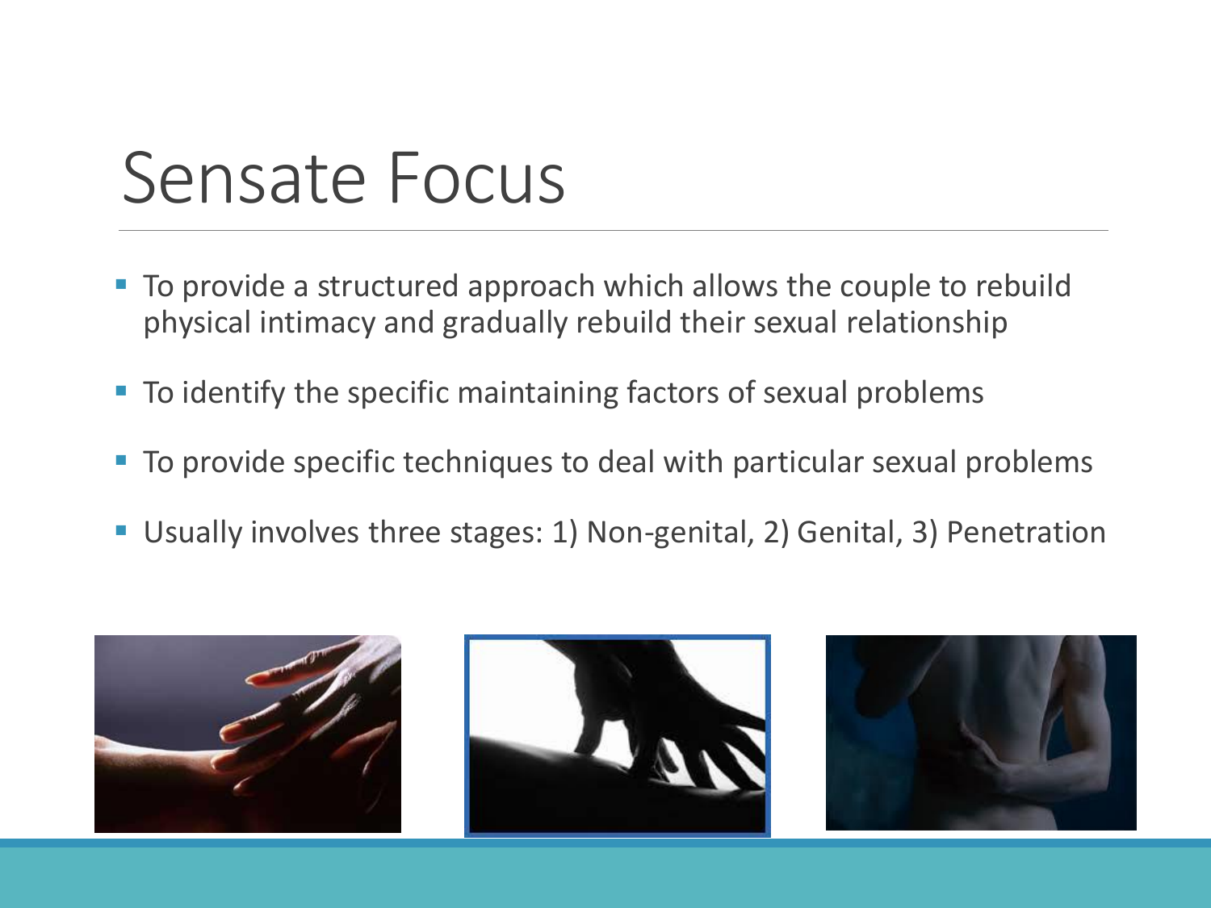# Sensate Focus

- To provide a structured approach which allows the couple to rebuild physical intimacy and gradually rebuild their sexual relationship
- To identify the specific maintaining factors of sexual problems
- To provide specific techniques to deal with particular sexual problems
- Usually involves three stages: 1) Non-genital, 2) Genital, 3) Penetration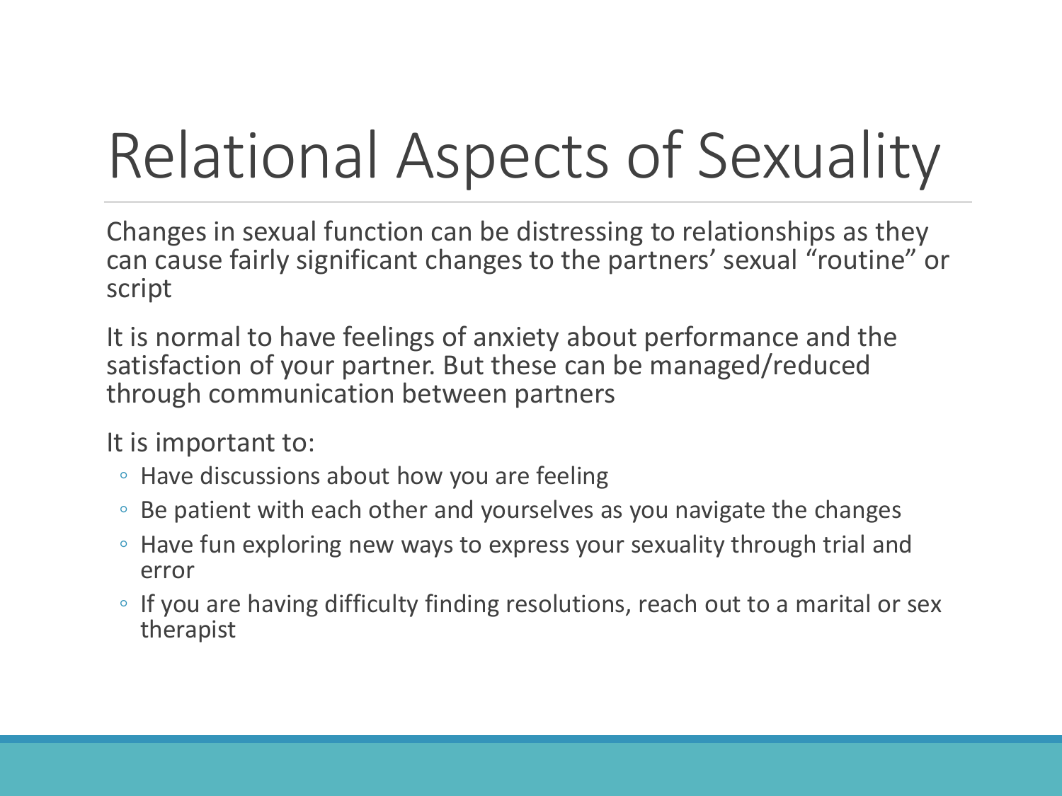# Relational Aspects of Sexuality

Changes in sexual function can be distressing to relationships as they can cause fairly significant changes to the partners' sexual "routine" or script

It is normal to have feelings of anxiety about performance and the satisfaction of your partner. But these can be managed/reduced through communication between partners

It is important to:

- Have discussions about how you are feeling
- Be patient with each other and yourselves as you navigate the changes
- Have fun exploring new ways to express your sexuality through trial and error
- If you are having difficulty finding resolutions, reach out to a marital or sex therapist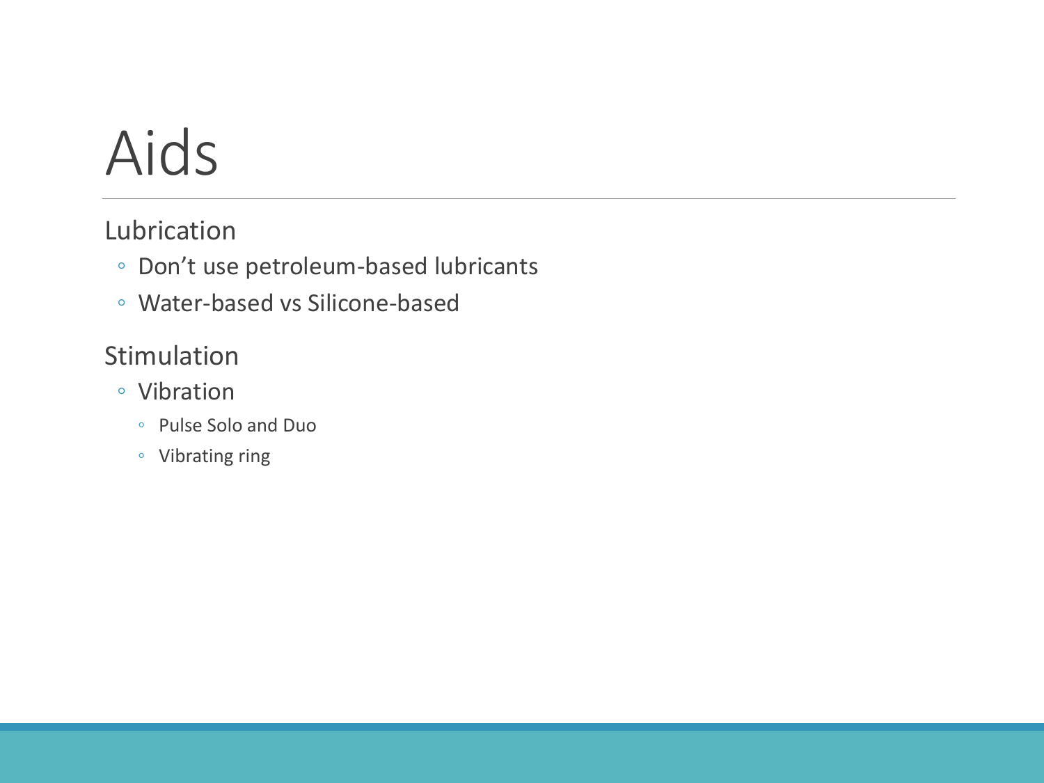# Aids

Lubrication

- Don't use petroleum-based lubricants
- Water-based vs Silicone-based

Stimulation

- Vibration
  - Pulse Solo and Duo
  - Vibrating ring